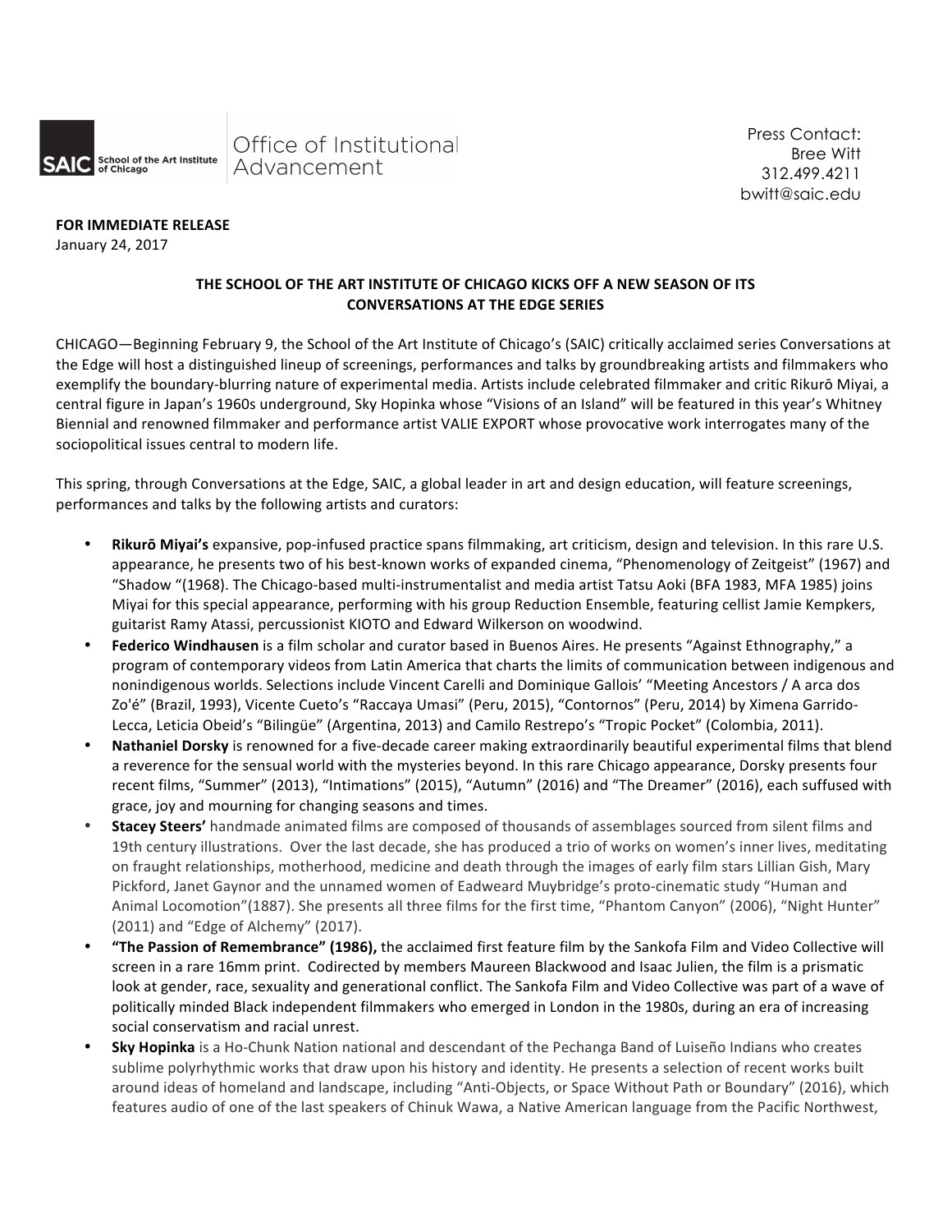SAIC School of the Art Institute of Chicago | Office of Institutional Advancement

Press Contact:
Bree Witt
312.499.4211
bwitt@saic.edu

**FOR IMMEDIATE RELEASE**
January 24, 2017

**THE SCHOOL OF THE ART INSTITUTE OF CHICAGO KICKS OFF A NEW SEASON OF ITS CONVERSATIONS AT THE EDGE SERIES**

CHICAGO—Beginning February 9, the School of the Art Institute of Chicago's (SAIC) critically acclaimed series Conversations at the Edge will host a distinguished lineup of screenings, performances and talks by groundbreaking artists and filmmakers who exemplify the boundary-blurring nature of experimental media. Artists include celebrated filmmaker and critic Rikurō Miyai, a central figure in Japan's 1960s underground, Sky Hopinka whose "Visions of an Island" will be featured in this year's Whitney Biennial and renowned filmmaker and performance artist VALIE EXPORT whose provocative work interrogates many of the sociopolitical issues central to modern life.

This spring, through Conversations at the Edge, SAIC, a global leader in art and design education, will feature screenings, performances and talks by the following artists and curators:

- **Rikurō Miyai's** expansive, pop-infused practice spans filmmaking, art criticism, design and television. In this rare U.S. appearance, he presents two of his best-known works of expanded cinema, "Phenomenology of Zeitgeist" (1967) and "Shadow "(1968). The Chicago-based multi-instrumentalist and media artist Tatsu Aoki (BFA 1983, MFA 1985) joins Miyai for this special appearance, performing with his group Reduction Ensemble, featuring cellist Jamie Kempkers, guitarist Ramy Atassi, percussionist KIOTO and Edward Wilkerson on woodwind.
- **Federico Windhausen** is a film scholar and curator based in Buenos Aires. He presents "Against Ethnography," a program of contemporary videos from Latin America that charts the limits of communication between indigenous and nonindigenous worlds. Selections include Vincent Carelli and Dominique Gallois' "Meeting Ancestors / A arca dos Zo'é" (Brazil, 1993), Vicente Cueto's "Raccaya Umasi" (Peru, 2015), "Contornos" (Peru, 2014) by Ximena Garrido-Lecca, Leticia Obeid's "Bilingüe" (Argentina, 2013) and Camilo Restrepo's "Tropic Pocket" (Colombia, 2011).
- **Nathaniel Dorsky** is renowned for a five-decade career making extraordinarily beautiful experimental films that blend a reverence for the sensual world with the mysteries beyond. In this rare Chicago appearance, Dorsky presents four recent films, "Summer" (2013), "Intimations" (2015), "Autumn" (2016) and "The Dreamer" (2016), each suffused with grace, joy and mourning for changing seasons and times.
- **Stacey Steers'** handmade animated films are composed of thousands of assemblages sourced from silent films and 19th century illustrations. Over the last decade, she has produced a trio of works on women's inner lives, meditating on fraught relationships, motherhood, medicine and death through the images of early film stars Lillian Gish, Mary Pickford, Janet Gaynor and the unnamed women of Eadweard Muybridge's proto-cinematic study "Human and Animal Locomotion"(1887). She presents all three films for the first time, "Phantom Canyon" (2006), "Night Hunter" (2011) and "Edge of Alchemy" (2017).
- **"The Passion of Remembrance" (1986),** the acclaimed first feature film by the Sankofa Film and Video Collective will screen in a rare 16mm print. Codirected by members Maureen Blackwood and Isaac Julien, the film is a prismatic look at gender, race, sexuality and generational conflict. The Sankofa Film and Video Collective was part of a wave of politically minded Black independent filmmakers who emerged in London in the 1980s, during an era of increasing social conservatism and racial unrest.
- **Sky Hopinka** is a Ho-Chunk Nation national and descendant of the Pechanga Band of Luiseño Indians who creates sublime polyrhythmic works that draw upon his history and identity. He presents a selection of recent works built around ideas of homeland and landscape, including "Anti-Objects, or Space Without Path or Boundary" (2016), which features audio of one of the last speakers of Chinuk Wawa, a Native American language from the Pacific Northwest,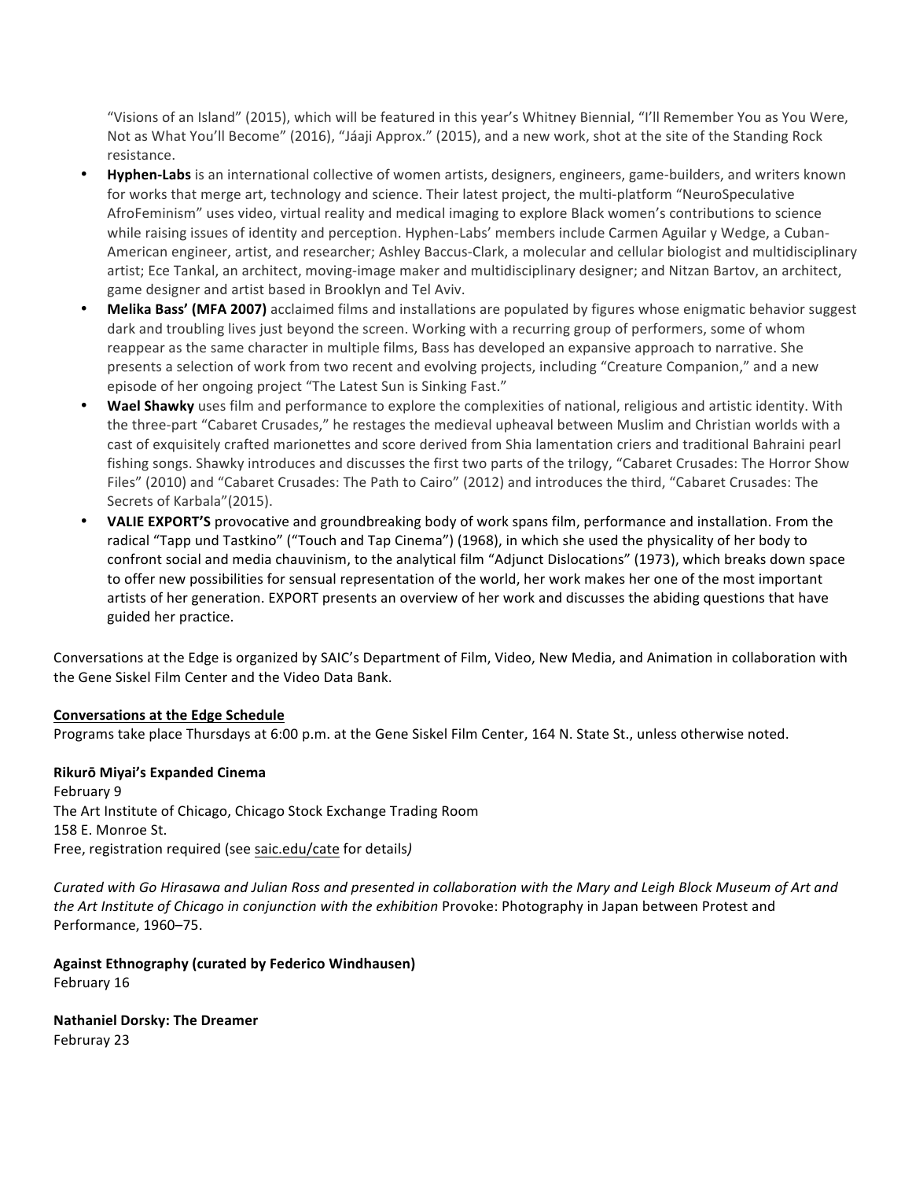"Visions of an Island" (2015), which will be featured in this year's Whitney Biennial, "I'll Remember You as You Were, Not as What You'll Become" (2016), "Jáaji Approx." (2015), and a new work, shot at the site of the Standing Rock resistance.

- **Hyphen-Labs** is an international collective of women artists, designers, engineers, game-builders, and writers known for works that merge art, technology and science. Their latest project, the multi-platform "NeuroSpeculative AfroFeminism" uses video, virtual reality and medical imaging to explore Black women's contributions to science while raising issues of identity and perception. Hyphen-Labs' members include Carmen Aguilar y Wedge, a Cuban-American engineer, artist, and researcher; Ashley Baccus-Clark, a molecular and cellular biologist and multidisciplinary artist; Ece Tankal, an architect, moving-image maker and multidisciplinary designer; and Nitzan Bartov, an architect, game designer and artist based in Brooklyn and Tel Aviv.
- **Melika Bass' (MFA 2007)** acclaimed films and installations are populated by figures whose enigmatic behavior suggest dark and troubling lives just beyond the screen. Working with a recurring group of performers, some of whom reappear as the same character in multiple films, Bass has developed an expansive approach to narrative. She presents a selection of work from two recent and evolving projects, including "Creature Companion," and a new episode of her ongoing project "The Latest Sun is Sinking Fast."
- **Wael Shawky** uses film and performance to explore the complexities of national, religious and artistic identity. With the three-part "Cabaret Crusades," he restages the medieval upheaval between Muslim and Christian worlds with a cast of exquisitely crafted marionettes and score derived from Shia lamentation criers and traditional Bahraini pearl fishing songs. Shawky introduces and discusses the first two parts of the trilogy, "Cabaret Crusades: The Horror Show Files" (2010) and "Cabaret Crusades: The Path to Cairo" (2012) and introduces the third, "Cabaret Crusades: The Secrets of Karbala"(2015).
- **VALIE EXPORT'S** provocative and groundbreaking body of work spans film, performance and installation. From the radical "Tapp und Tastkino" ("Touch and Tap Cinema") (1968), in which she used the physicality of her body to confront social and media chauvinism, to the analytical film "Adjunct Dislocations" (1973), which breaks down space to offer new possibilities for sensual representation of the world, her work makes her one of the most important artists of her generation. EXPORT presents an overview of her work and discusses the abiding questions that have guided her practice.

Conversations at the Edge is organized by SAIC's Department of Film, Video, New Media, and Animation in collaboration with the Gene Siskel Film Center and the Video Data Bank.

**Conversations at the Edge Schedule**

Programs take place Thursdays at 6:00 p.m. at the Gene Siskel Film Center, 164 N. State St., unless otherwise noted.

**Rikurō Miyai's Expanded Cinema**
February 9
The Art Institute of Chicago, Chicago Stock Exchange Trading Room
158 E. Monroe St.
Free, registration required (see saic.edu/cate for details)

*Curated with Go Hirasawa and Julian Ross and presented in collaboration with the Mary and Leigh Block Museum of Art and the Art Institute of Chicago in conjunction with the exhibition* Provoke: Photography in Japan between Protest and Performance, 1960–75.

**Against Ethnography (curated by Federico Windhausen)**
February 16

**Nathaniel Dorsky: The Dreamer**
Februray 23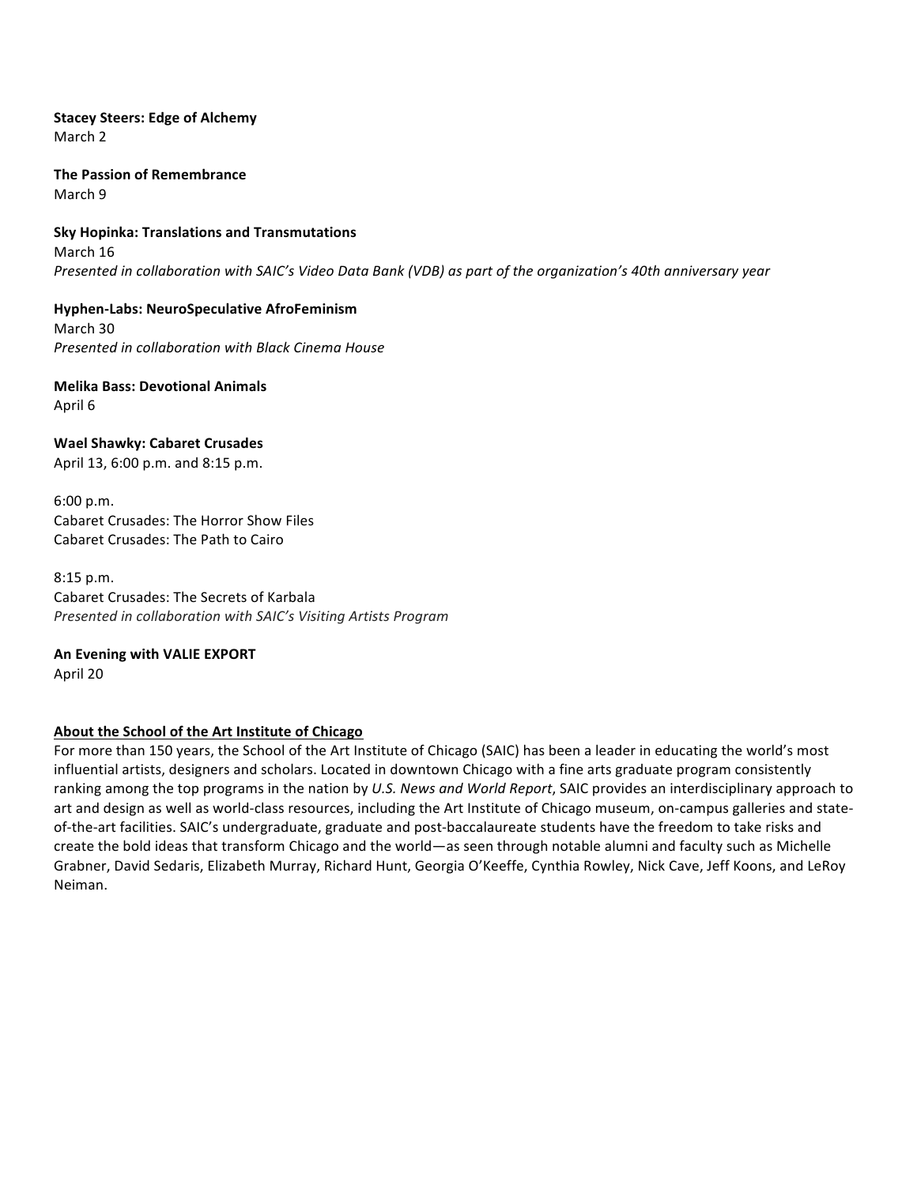**Stacey Steers: Edge of Alchemy**
March 2

**The Passion of Remembrance**
March 9

**Sky Hopinka: Translations and Transmutations**
March 16
*Presented in collaboration with SAIC's Video Data Bank (VDB) as part of the organization's 40th anniversary year*

**Hyphen-Labs: NeuroSpeculative AfroFeminism**
March 30
*Presented in collaboration with Black Cinema House*

**Melika Bass: Devotional Animals**
April 6

**Wael Shawky: Cabaret Crusades**
April 13, 6:00 p.m. and 8:15 p.m.

6:00 p.m.
Cabaret Crusades: The Horror Show Files
Cabaret Crusades: The Path to Cairo

8:15 p.m.
Cabaret Crusades: The Secrets of Karbala
*Presented in collaboration with SAIC's Visiting Artists Program*

**An Evening with VALIE EXPORT**
April 20

**About the School of the Art Institute of Chicago**

For more than 150 years, the School of the Art Institute of Chicago (SAIC) has been a leader in educating the world's most influential artists, designers and scholars. Located in downtown Chicago with a fine arts graduate program consistently ranking among the top programs in the nation by *U.S. News and World Report*, SAIC provides an interdisciplinary approach to art and design as well as world-class resources, including the Art Institute of Chicago museum, on-campus galleries and state-of-the-art facilities. SAIC's undergraduate, graduate and post-baccalaureate students have the freedom to take risks and create the bold ideas that transform Chicago and the world—as seen through notable alumni and faculty such as Michelle Grabner, David Sedaris, Elizabeth Murray, Richard Hunt, Georgia O'Keeffe, Cynthia Rowley, Nick Cave, Jeff Koons, and LeRoy Neiman.